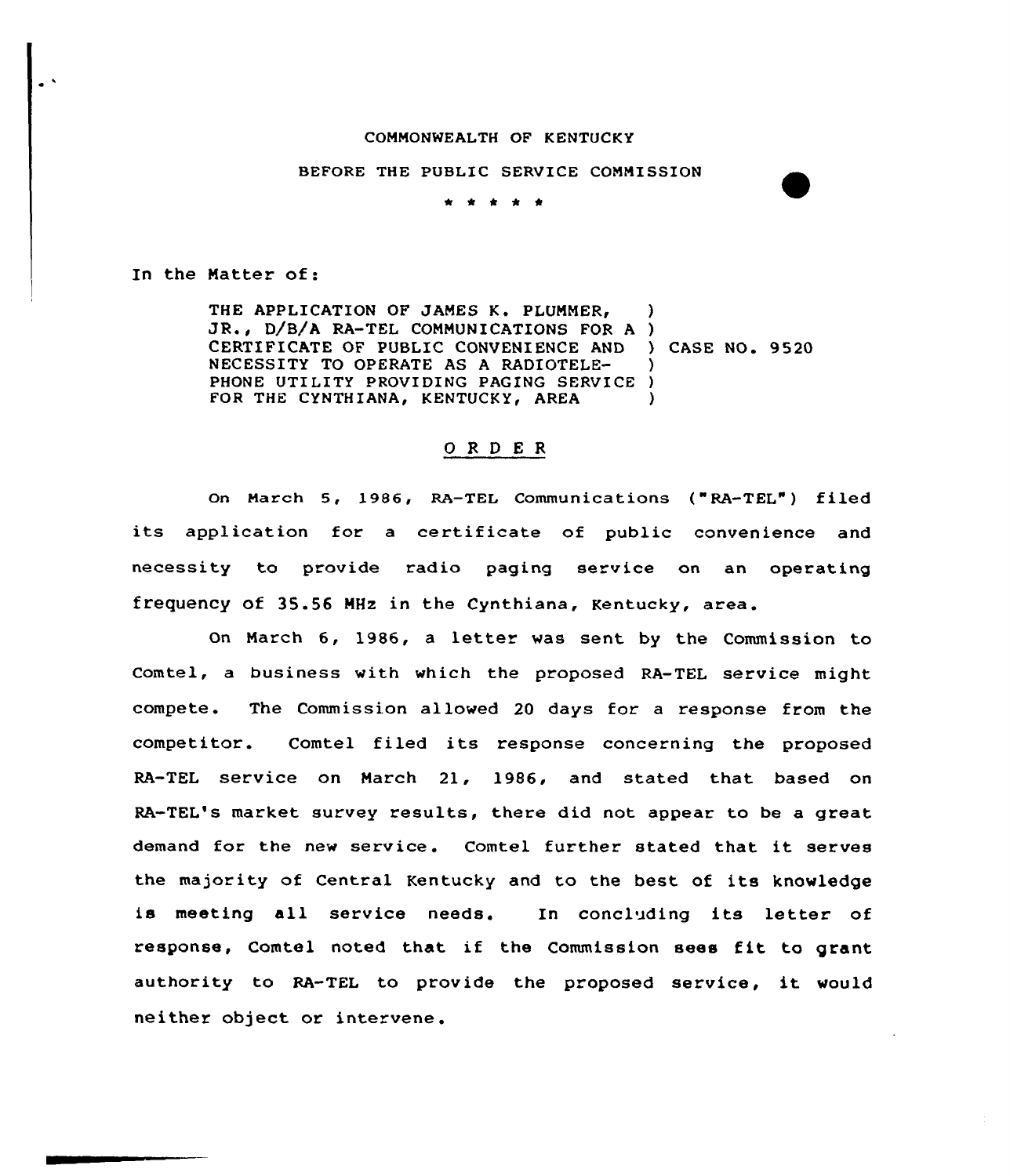COMMONWEALTH OF KENTUCKY

BEFORE THE PUBLIC SERVICE COMMISSION

\* \* \* \* \*

In the Matter of:

THE APPLICATION OF JAMES K. PLUMMER, JR., D/B/A RA-TEL COMMUNICATIONS FOR A CERTIFICATE OF PUBLIC CONVENIENCE AND NECESSITY TO OPERATE AS A RADIOTELEPHONE UTILITY PROVIDING PAGING SERVICE FOR THE CYNTHIANA, KENTUCKY, AREA ) CASE NO. 9520

## O R D E R

On March 5, 1986, RA-TEL Communications ("RA-TEL") filed its application for a certificate of public convenience and necessity to provide radio paging service on an operating frequency of 35.56 MHz in the Cynthiana, Kentucky, area.

On March 6, 1986, a letter was sent by the Commission to Comtel, a business with which the proposed RA-TEL service might compete. The Commission allowed 20 days for a response from the competitor. Comtel filed its response concerning the proposed RA-TEL service on March 21, 1986, and stated that based on RA-TEL's market survey results, there did not appear to be a great demand for the new service. Comtel further stated that it serves the majority of Central Kentucky and to the best of its knowledge is meeting all service needs. In concluding its letter of response, Comtel noted that if the Commission sees fit to grant authority to RA-TEL to provide the proposed service, it would neither object or intervene.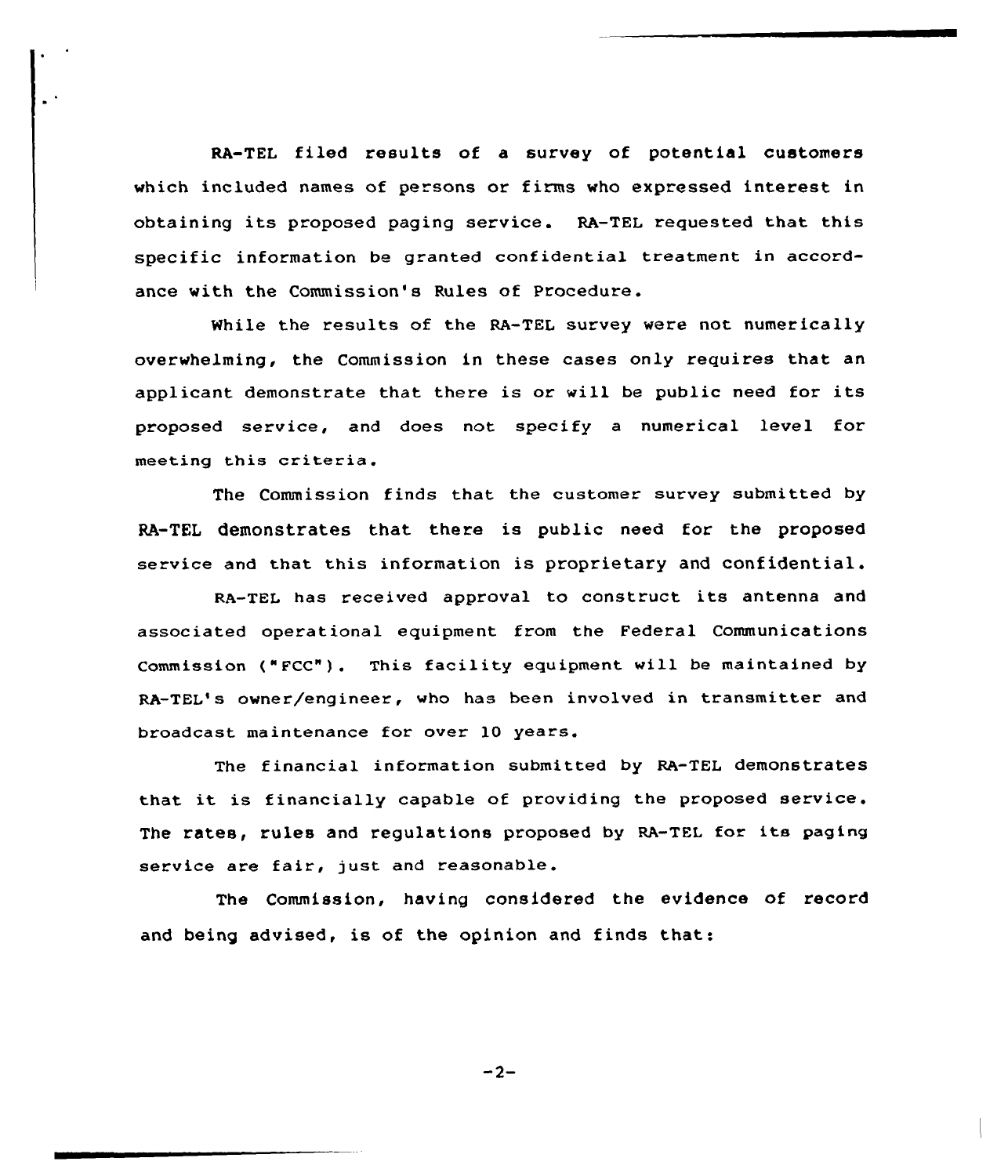RA-TEL filed results of a survey of potential customers which included names of persons or firms who expressed interest in obtaining its proposed paging service. RA-TEL requested that this specific information be granted confidential treatment in accordance with the Commission's Rules of Procedure.

While the results of the RA-TEL survey were not numerically overwhelming, the Commission in these cases only requires that an applicant demonstrate that there is or will be public need for its proposed service, and does not specify a numerical level for meeting this criteria.

The Commission finds that the customer survey submitted by RA-TEL demonstrates that there is public need for the proposed service and that this information is proprietary and confidential.

RA-TEL has received approval to construct its antenna and associated operational equipment from the Federal Communications Commission ("FCC"). This facility equipment will be maintained by RA-TEL's owner/engineer, who has been involved in transmitter and broadcast maintenance for over 10 years.

The financial information submitted by RA-TEL demonstrates that it is financially capable of providing the proposed service. The rates, rules and regulations proposed by RA-TEL for its paging service are fair, just and reasonable.

The Commission, having considered the evidence of record and being advised, is of the opinion and finds that: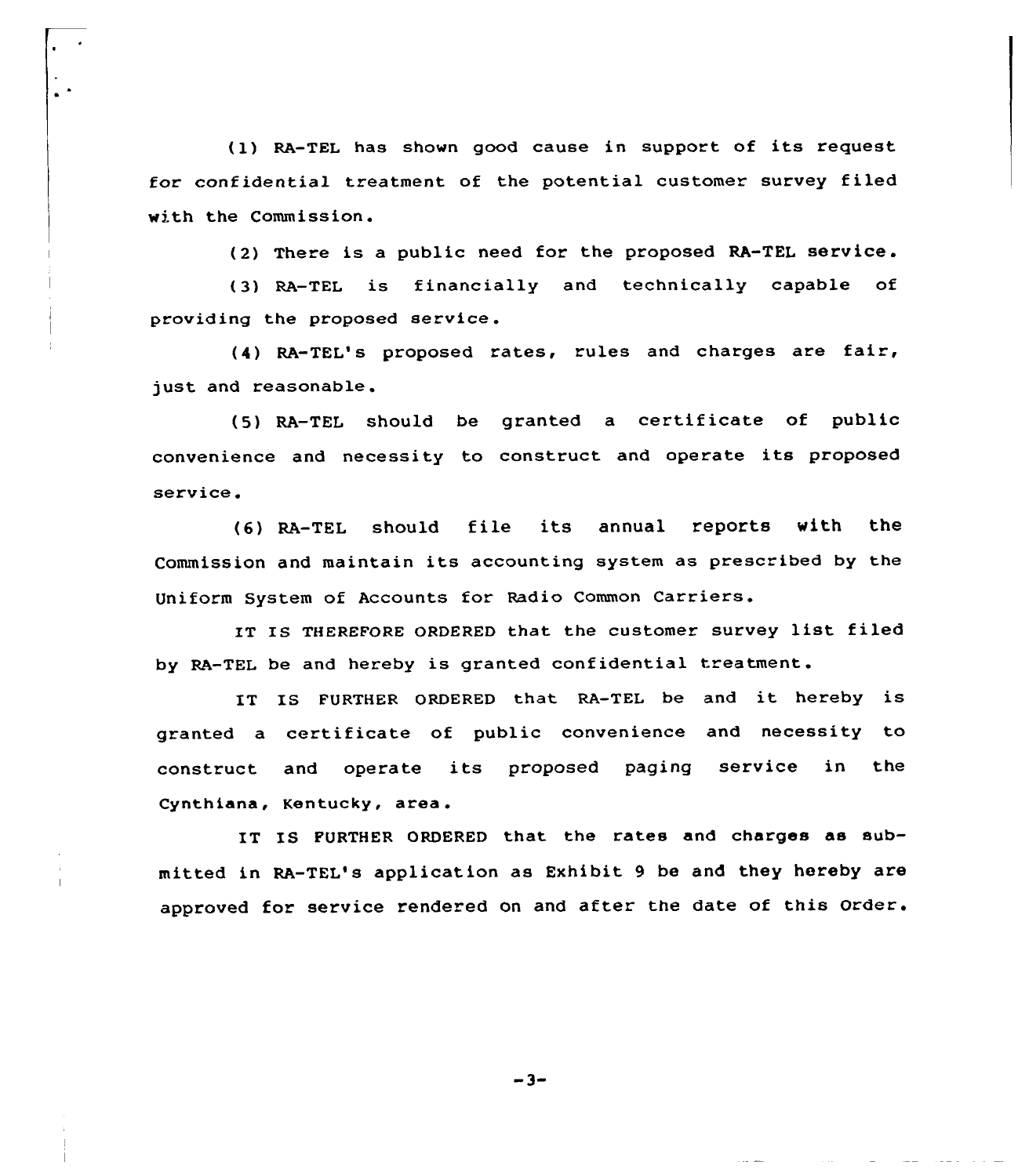(1) RA-TEL has shown good cause in support of its request for confidential treatment of the potential customer survey filed with the Commission.

(2) There is a public need for the proposed RA-TEL service.

(3) RA-TEL is financially and technically capable of providing the proposed service.

(4) RA-TEL's proposed rates, rules and charges are fair, just and reasonable.

(5) RA-TEL should be granted a certificate of public convenience and necessity to construct and operate its proposed service.

(6) RA-TEL should file its annual reports with the Commission and maintain its accounting system as prescribed by the Uniform System of Accounts for Radio Common Carriers.

IT IS THEREFORE ORDERED that the customer survey list filed by RA-TEL be and hereby is granted confidential treatment.

IT IS FURTHER ORDERED that RA-TEL be and it hereby is granted a certificate of public convenience and necessity to construct and operate its proposed paging service in the Cynthiana, Kentucky, area.

IT IS FURTHER ORDERED that the rates and charges as submitted in RA-TEL's application as Exhibit 9 be and they hereby are approved for service rendered on and after the date of this Order.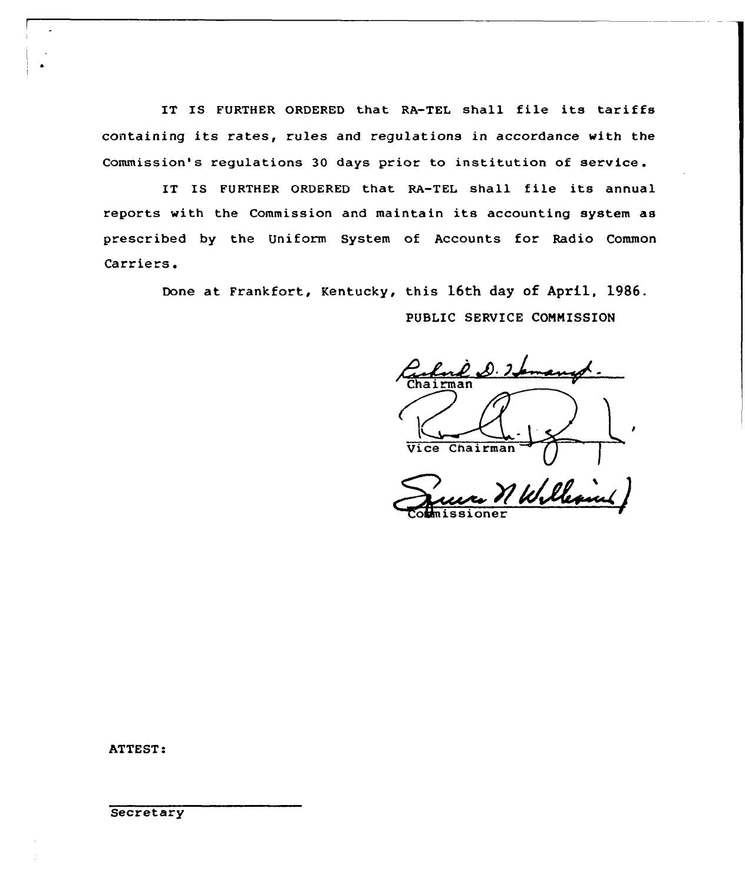IT IS FURTHER ORDERED that RA-TEL shall file its tariffs containing its rates, rules and regulations in accordance with the Commission's regulations 30 days prior to institution of service.

IT IS FURTHER ORDERED that RA-TEL shall file its annual reports with the Commission and maintain its accounting system as prescribed by the Uniform System of Accounts for Radio Common Carriers.

Done at Frankfort, Kentucky, this 16th day of April, 1986.

PUBLIC SERVICE COMMISSION

Chairman

Vice Chairman

Commissioner

ATTEST:

Secretary